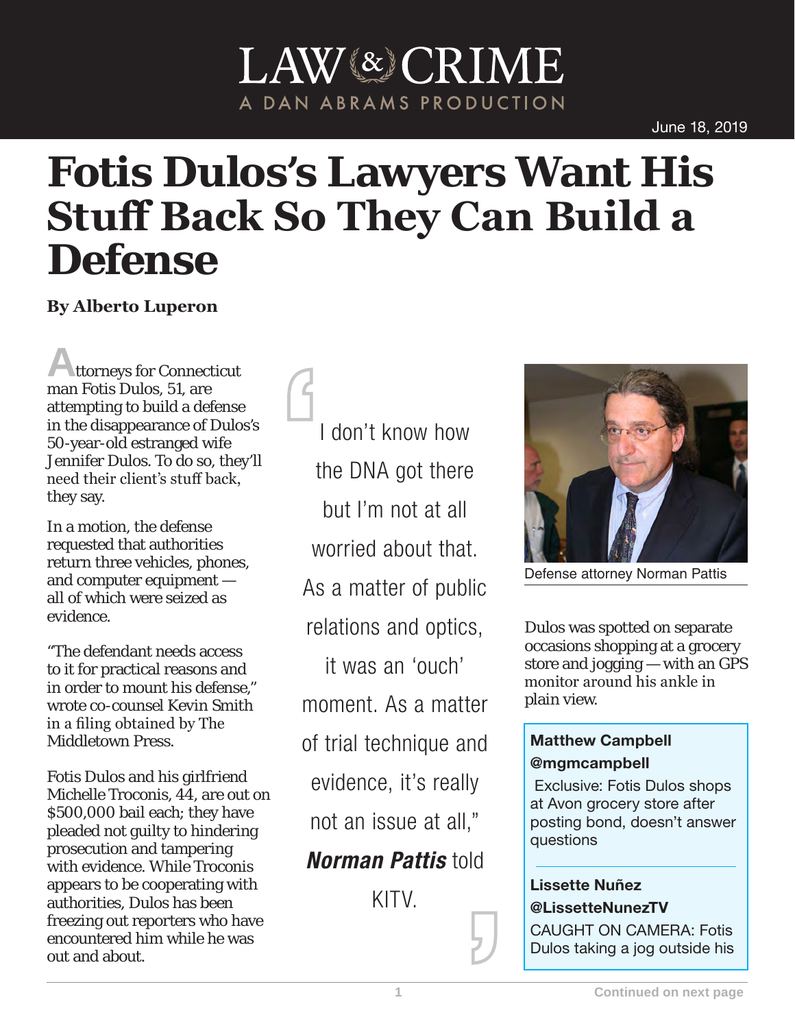June 18, 2019

# Fotis Dulos's Lawyers Want His Stuff Back So They Can Build a Defense

**By Alberto Luperon**

Attorneys for Connecticut man Fotis Dulos, 51, are attempting to build a defense in the disappearance of Dulos's 50-year-old estranged wife Jennifer Dulos. To do so, they'll need their client's stuff back, they say.

In a motion, the defense requested that authorities return three vehicles, phones, and computer equipment — all of which were seized as evidence.

"The defendant needs access to it for practical reasons and in order to mount his defense," wrote co-counsel Kevin Smith in a filing obtained by The Middletown Press.

Fotis Dulos and his girlfriend Michelle Troconis, 44, are out on $500,000 bail each; they have pleaded not guilty to hindering prosecution and tampering with evidence. While Troconis appears to be cooperating with authorities, Dulos has been freezing out reporters who have encountered him while he was out and about.

> I don't know how the DNA got there but I'm not at all worried about that. As a matter of public relations and optics, it was an 'ouch' moment. As a matter of trial technique and evidence, it's really not an issue at all," ***Norman Pattis*** told KITV.

Defense attorney Norman Pattis

Dulos was spotted on separate occasions shopping at a grocery store and jogging — with an GPS monitor around his ankle in plain view.

**Matthew Campbell**
**@mgmcampbell**
Exclusive: Fotis Dulos shops at Avon grocery store after posting bond, doesn't answer questions

**Lissette Nuñez**
**@LissetteNunezTV**
CAUGHT ON CAMERA: Fotis Dulos taking a jog outside his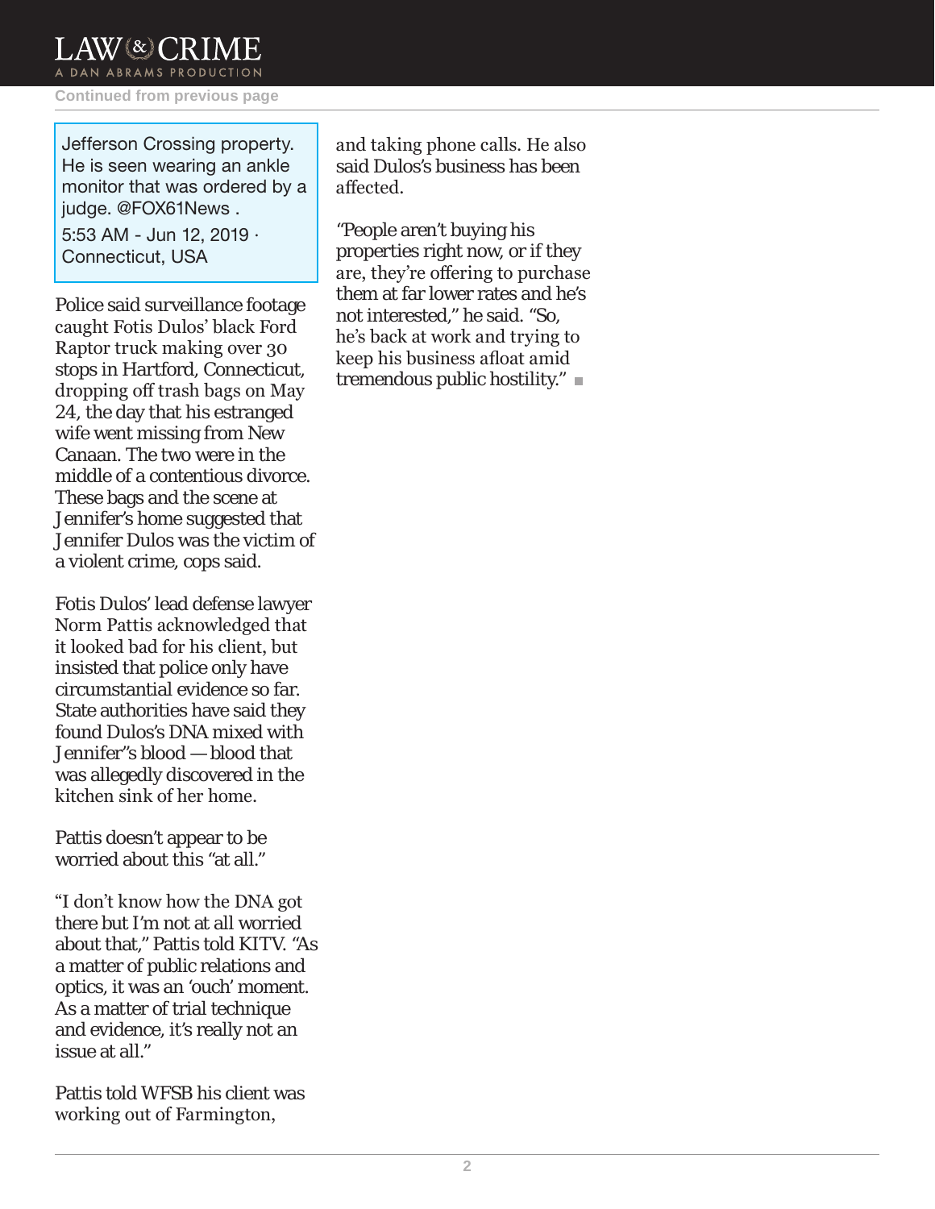Continued from previous page

> Jefferson Crossing property. He is seen wearing an ankle monitor that was ordered by a judge. @FOX61News .
>
> 5:53 AM - Jun 12, 2019 · Connecticut, USA

Police said surveillance footage caught Fotis Dulos' black Ford Raptor truck making over 30 stops in Hartford, Connecticut, dropping off trash bags on May 24, the day that his estranged wife went missing from New Canaan. The two were in the middle of a contentious divorce. These bags and the scene at Jennifer's home suggested that Jennifer Dulos was the victim of a violent crime, cops said.

Fotis Dulos' lead defense lawyer Norm Pattis acknowledged that it looked bad for his client, but insisted that police only have circumstantial evidence so far. State authorities have said they found Dulos's DNA mixed with Jennifer"s blood — blood that was allegedly discovered in the kitchen sink of her home.

Pattis doesn't appear to be worried about this "at all."

"I don't know how the DNA got there but I'm not at all worried about that," Pattis told KITV. "As a matter of public relations and optics, it was an 'ouch' moment. As a matter of trial technique and evidence, it's really not an issue at all."

Pattis told WFSB his client was working out of Farmington, and taking phone calls. He also said Dulos's business has been affected.

"People aren't buying his properties right now, or if they are, they're offering to purchase them at far lower rates and he's not interested," he said. "So, he's back at work and trying to keep his business afloat amid tremendous public hostility." ■